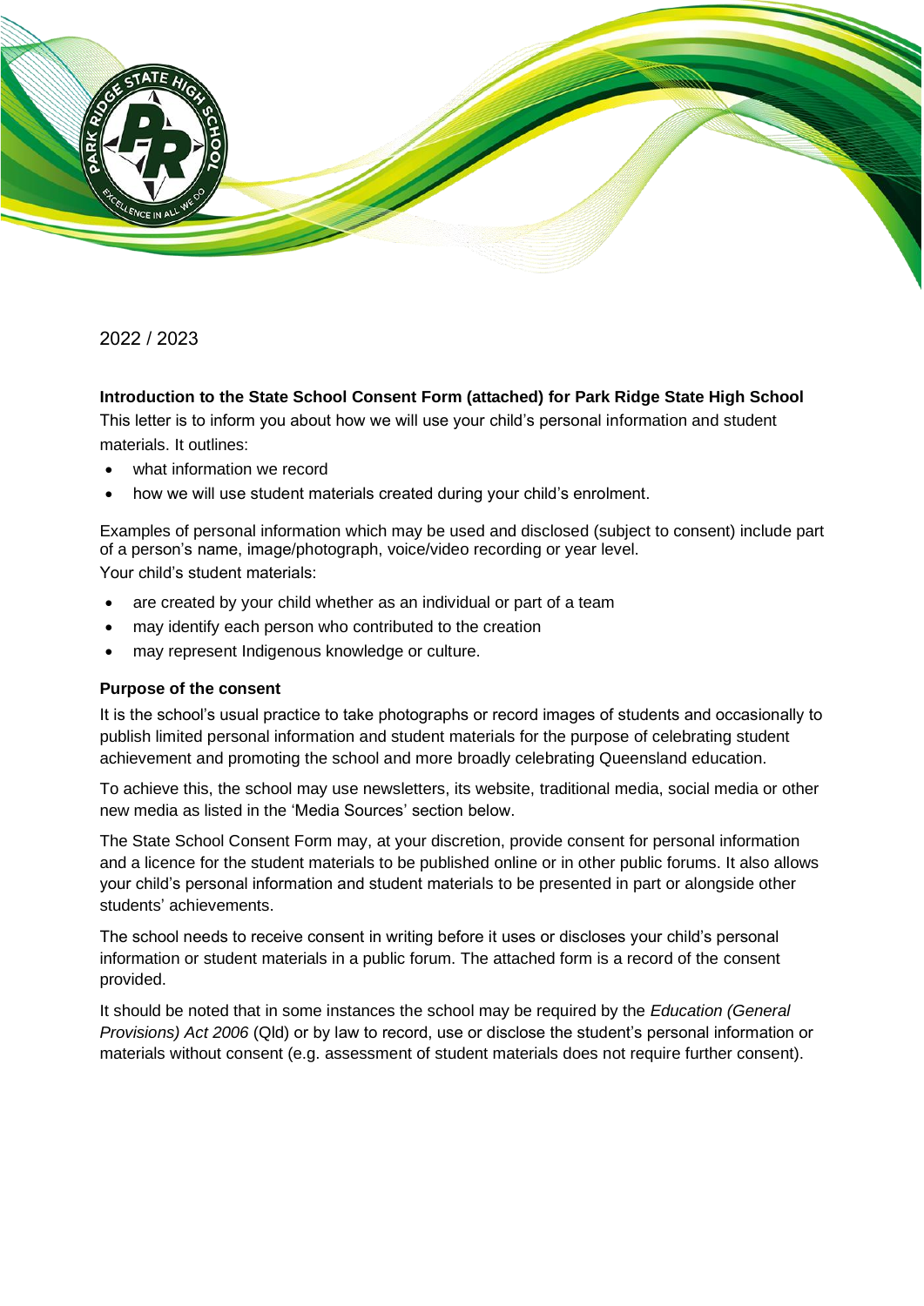2022 / 2023

**Introduction to the State School Consent Form (attached) for Park Ridge State High School**

This letter is to inform you about how we will use your child's personal information and student materials. It outlines:

- what information we record
- how we will use student materials created during your child's enrolment.

Examples of personal information which may be used and disclosed (subject to consent) include part of a person's name, image/photograph, voice/video recording or year level.

Your child's student materials:

- are created by your child whether as an individual or part of a team
- may identify each person who contributed to the creation
- may represent Indigenous knowledge or culture.

**Purpose of the consent**

It is the school's usual practice to take photographs or record images of students and occasionally to publish limited personal information and student materials for the purpose of celebrating student achievement and promoting the school and more broadly celebrating Queensland education.

To achieve this, the school may use newsletters, its website, traditional media, social media or other new media as listed in the 'Media Sources' section below.

The State School Consent Form may, at your discretion, provide consent for personal information and a licence for the student materials to be published online or in other public forums. It also allows your child's personal information and student materials to be presented in part or alongside other students' achievements.

The school needs to receive consent in writing before it uses or discloses your child's personal information or student materials in a public forum. The attached form is a record of the consent provided.

It should be noted that in some instances the school may be required by the *Education (General Provisions) Act 2006* (Qld) or by law to record, use or disclose the student's personal information or materials without consent (e.g. assessment of student materials does not require further consent).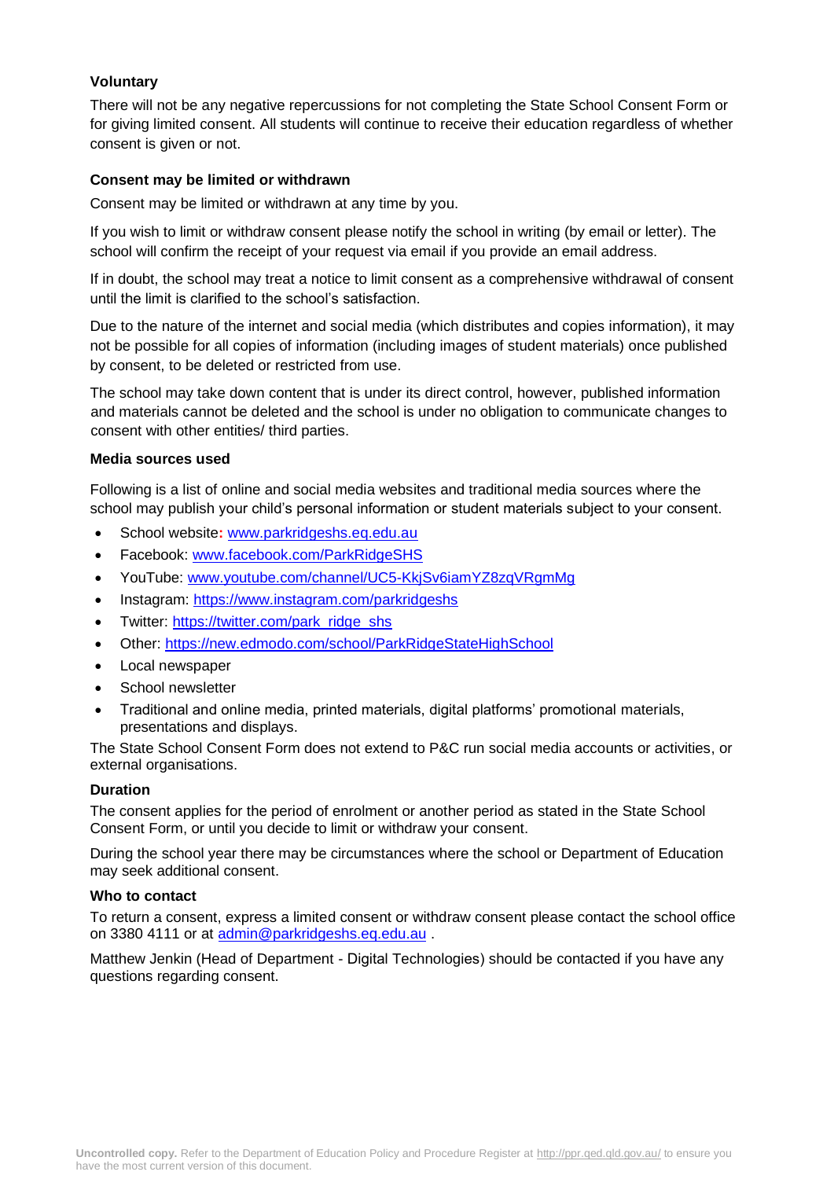### Voluntary

There will not be any negative repercussions for not completing the State School Consent Form or for giving limited consent. All students will continue to receive their education regardless of whether consent is given or not.

### Consent may be limited or withdrawn

Consent may be limited or withdrawn at any time by you.

If you wish to limit or withdraw consent please notify the school in writing (by email or letter). The school will confirm the receipt of your request via email if you provide an email address.

If in doubt, the school may treat a notice to limit consent as a comprehensive withdrawal of consent until the limit is clarified to the school's satisfaction.

Due to the nature of the internet and social media (which distributes and copies information), it may not be possible for all copies of information (including images of student materials) once published by consent, to be deleted or restricted from use.

The school may take down content that is under its direct control, however, published information and materials cannot be deleted and the school is under no obligation to communicate changes to consent with other entities/ third parties.

### Media sources used

Following is a list of online and social media websites and traditional media sources where the school may publish your child's personal information or student materials subject to your consent.

- School website: www.parkridgeshs.eq.edu.au
- Facebook: www.facebook.com/ParkRidgeSHS
- YouTube: www.youtube.com/channel/UC5-KkjSv6iamYZ8zqVRgmMg
- Instagram: https://www.instagram.com/parkridgeshs
- Twitter: https://twitter.com/park_ridge_shs
- Other: https://new.edmodo.com/school/ParkRidgeStateHighSchool
- Local newspaper
- School newsletter
- Traditional and online media, printed materials, digital platforms' promotional materials, presentations and displays.

The State School Consent Form does not extend to P&C run social media accounts or activities, or external organisations.

### Duration

The consent applies for the period of enrolment or another period as stated in the State School Consent Form, or until you decide to limit or withdraw your consent.

During the school year there may be circumstances where the school or Department of Education may seek additional consent.

### Who to contact

To return a consent, express a limited consent or withdraw consent please contact the school office on 3380 4111 or at admin@parkridgeshs.eq.edu.au .

Matthew Jenkin (Head of Department - Digital Technologies) should be contacted if you have any questions regarding consent.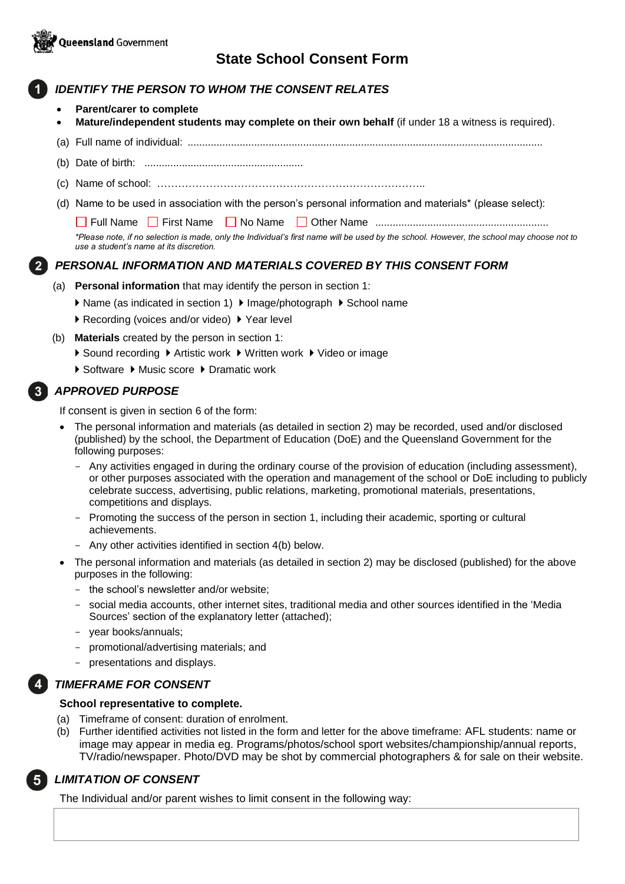Queensland Government

# State School Consent Form

## 1 IDENTIFY THE PERSON TO WHOM THE CONSENT RELATES

- **Parent/carer to complete**
- **Mature/independent students may complete on their own behalf** (if under 18 a witness is required).

(a) Full name of individual: ..........................................................................................................................

(b) Date of birth: .......................................................

(c) Name of school: ……………………………………………………………………..

(d) Name to be used in association with the person's personal information and materials* (please select):

☐ Full Name ☐ First Name ☐ No Name ☐ Other Name ...........................................................

*\*Please note, if no selection is made, only the Individual's first name will be used by the school. However, the school may choose not to use a student's name at its discretion.*

## 2 PERSONAL INFORMATION AND MATERIALS COVERED BY THIS CONSENT FORM

(a) **Personal information** that may identify the person in section 1:

▸ Name (as indicated in section 1) ▸ Image/photograph ▸ School name

▸ Recording (voices and/or video) ▸ Year level

(b) **Materials** created by the person in section 1:

▸ Sound recording ▸ Artistic work ▸ Written work ▸ Video or image

▸ Software ▸ Music score ▸ Dramatic work

## 3 APPROVED PURPOSE

If consent is given in section 6 of the form:

- The personal information and materials (as detailed in section 2) may be recorded, used and/or disclosed (published) by the school, the Department of Education (DoE) and the Queensland Government for the following purposes:
  - Any activities engaged in during the ordinary course of the provision of education (including assessment), or other purposes associated with the operation and management of the school or DoE including to publicly celebrate success, advertising, public relations, marketing, promotional materials, presentations, competitions and displays.
  - Promoting the success of the person in section 1, including their academic, sporting or cultural achievements.
  - Any other activities identified in section 4(b) below.
- The personal information and materials (as detailed in section 2) may be disclosed (published) for the above purposes in the following:
  - the school's newsletter and/or website;
  - social media accounts, other internet sites, traditional media and other sources identified in the 'Media Sources' section of the explanatory letter (attached);
  - year books/annuals;
  - promotional/advertising materials; and
  - presentations and displays.

## 4 TIMEFRAME FOR CONSENT

**School representative to complete.**

(a) Timeframe of consent: duration of enrolment.

(b) Further identified activities not listed in the form and letter for the above timeframe: AFL students: name or image may appear in media eg. Programs/photos/school sport websites/championship/annual reports, TV/radio/newspaper. Photo/DVD may be shot by commercial photographers & for sale on their website.

## 5 LIMITATION OF CONSENT

The Individual and/or parent wishes to limit consent in the following way:

| |
|---|
| |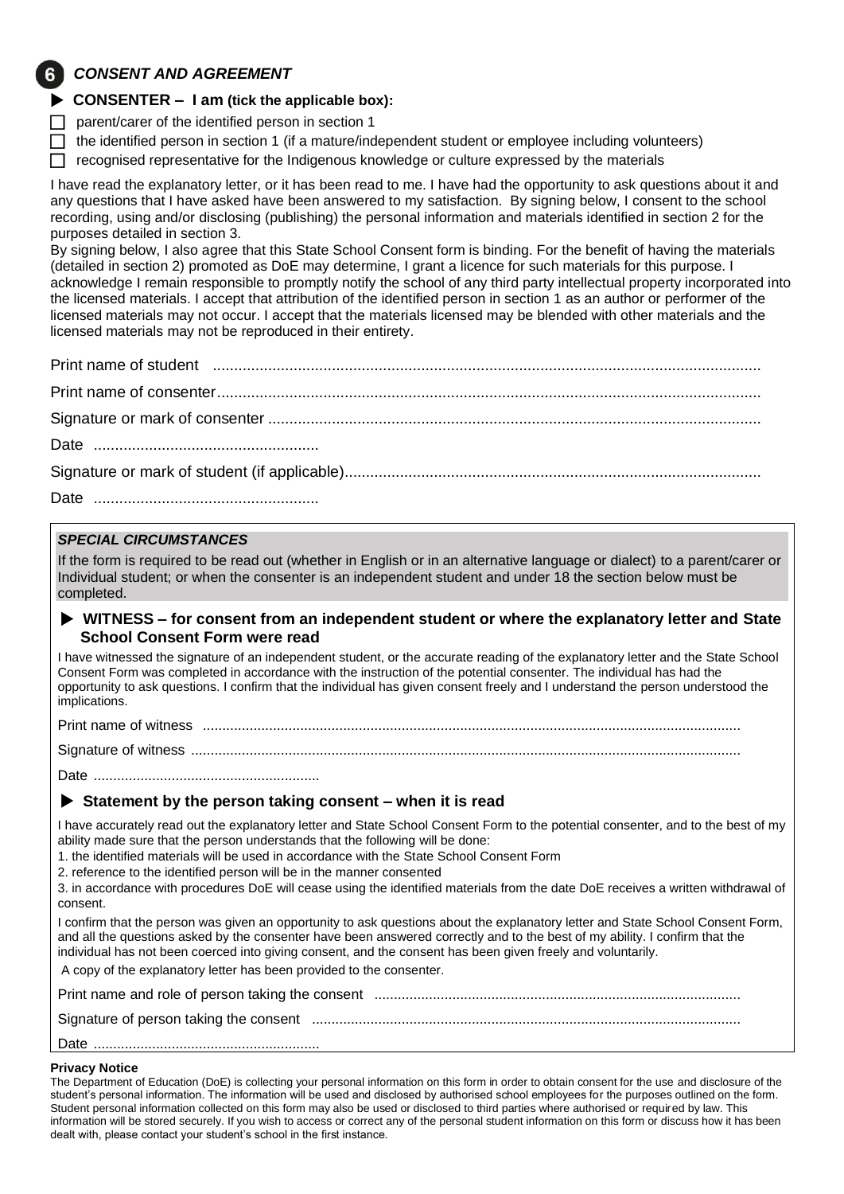## 6 *CONSENT AND AGREEMENT*

▶ **CONSENTER – I am (tick the applicable box):**

☐ parent/carer of the identified person in section 1

☐ the identified person in section 1 (if a mature/independent student or employee including volunteers)

☐ recognised representative for the Indigenous knowledge or culture expressed by the materials

I have read the explanatory letter, or it has been read to me. I have had the opportunity to ask questions about it and any questions that I have asked have been answered to my satisfaction. By signing below, I consent to the school recording, using and/or disclosing (publishing) the personal information and materials identified in section 2 for the purposes detailed in section 3.

By signing below, I also agree that this State School Consent form is binding. For the benefit of having the materials (detailed in section 2) promoted as DoE may determine, I grant a licence for such materials for this purpose. I acknowledge I remain responsible to promptly notify the school of any third party intellectual property incorporated into the licensed materials. I accept that attribution of the identified person in section 1 as an author or performer of the licensed materials may not occur. I accept that the materials licensed may be blended with other materials and the licensed materials may not be reproduced in their entirety.

Print name of student ..................................................................................................................................

Print name of consenter..............................................................................................................................

Signature or mark of consenter ...................................................................................................................

Date .....................................................

Signature or mark of student (if applicable)..................................................................................................

Date .....................................................

***SPECIAL CIRCUMSTANCES***

If the form is required to be read out (whether in English or in an alternative language or dialect) to a parent/carer or Individual student; or when the consenter is an independent student and under 18 the section below must be completed.

▶ **WITNESS – for consent from an independent student or where the explanatory letter and State School Consent Form were read**

I have witnessed the signature of an independent student, or the accurate reading of the explanatory letter and the State School Consent Form was completed in accordance with the instruction of the potential consenter. The individual has had the opportunity to ask questions. I confirm that the individual has given consent freely and I understand the person understood the implications.

Print name of witness .......................................................................................................................................

Signature of witness ..........................................................................................................................................

Date ..........................................................

▶ **Statement by the person taking consent – when it is read**

I have accurately read out the explanatory letter and State School Consent Form to the potential consenter, and to the best of my ability made sure that the person understands that the following will be done:

1. the identified materials will be used in accordance with the State School Consent Form
2. reference to the identified person will be in the manner consented
3. in accordance with procedures DoE will cease using the identified materials from the date DoE receives a written withdrawal of consent.

I confirm that the person was given an opportunity to ask questions about the explanatory letter and State School Consent Form, and all the questions asked by the consenter have been answered correctly and to the best of my ability. I confirm that the individual has not been coerced into giving consent, and the consent has been given freely and voluntarily.

A copy of the explanatory letter has been provided to the consenter.

Print name and role of person taking the consent ............................................................................................

Signature of person taking the consent ............................................................................................................

Date ..........................................................

**Privacy Notice**

The Department of Education (DoE) is collecting your personal information on this form in order to obtain consent for the use and disclosure of the student's personal information. The information will be used and disclosed by authorised school employees for the purposes outlined on the form. Student personal information collected on this form may also be used or disclosed to third parties where authorised or required by law. This information will be stored securely. If you wish to access or correct any of the personal student information on this form or discuss how it has been dealt with, please contact your student's school in the first instance.